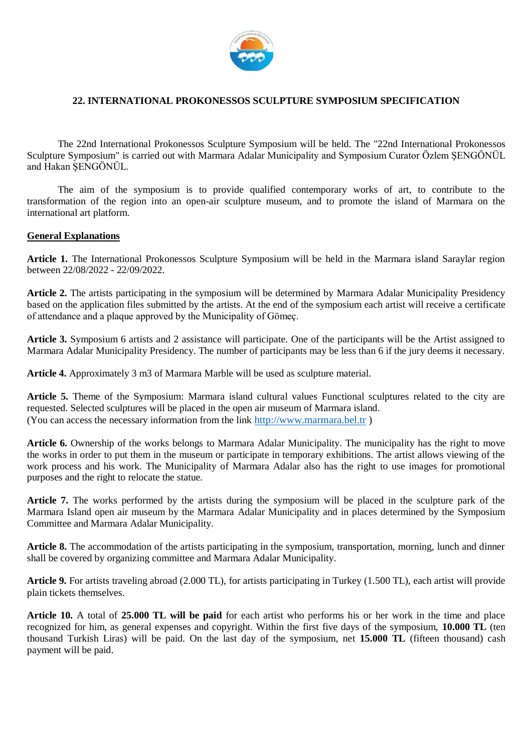# 22. INTERNATIONAL PROKONESSOS SCULPTURE SYMPOSIUM SPECIFICATION

The 22nd International Prokonessos Sculpture Symposium will be held. The "22nd International Prokonessos Sculpture Symposium" is carried out with Marmara Adalar Municipality and Symposium Curator Özlem ŞENGÖNÜL and Hakan ŞENGÖNÜL.

The aim of the symposium is to provide qualified contemporary works of art, to contribute to the transformation of the region into an open-air sculpture museum, and to promote the island of Marmara on the international art platform.

## General Explanations

**Article 1.** The International Prokonessos Sculpture Symposium will be held in the Marmara island Saraylar region between 22/08/2022 - 22/09/2022.

**Article 2.** The artists participating in the symposium will be determined by Marmara Adalar Municipality Presidency based on the application files submitted by the artists. At the end of the symposium each artist will receive a certificate of attendance and a plaque approved by the Municipality of Gömeç.

**Article 3.** Symposium 6 artists and 2 assistance will participate. One of the participants will be the Artist assigned to Marmara Adalar Municipality Presidency. The number of participants may be less than 6 if the jury deems it necessary.

**Article 4.** Approximately 3 m3 of Marmara Marble will be used as sculpture material.

**Article 5.** Theme of the Symposium: Marmara island cultural values Functional sculptures related to the city are requested. Selected sculptures will be placed in the open air museum of Marmara island.
(You can access the necessary information from the link [http://www.marmara.bel.tr](http://www.marmara.bel.tr) )

**Article 6.** Ownership of the works belongs to Marmara Adalar Municipality. The municipality has the right to move the works in order to put them in the museum or participate in temporary exhibitions. The artist allows viewing of the work process and his work. The Municipality of Marmara Adalar also has the right to use images for promotional purposes and the right to relocate the statue.

**Article 7.** The works performed by the artists during the symposium will be placed in the sculpture park of the Marmara Island open air museum by the Marmara Adalar Municipality and in places determined by the Symposium Committee and Marmara Adalar Municipality.

**Article 8.** The accommodation of the artists participating in the symposium, transportation, morning, lunch and dinner shall be covered by organizing committee and Marmara Adalar Municipality.

**Article 9.** For artists traveling abroad (2.000 TL), for artists participating in Turkey (1.500 TL), each artist will provide plain tickets themselves.

**Article 10.** A total of **25.000 TL will be paid** for each artist who performs his or her work in the time and place recognized for him, as general expenses and copyright. Within the first five days of the symposium, **10.000 TL** (ten thousand Turkish Liras) will be paid. On the last day of the symposium, net **15.000 TL** (fifteen thousand) cash payment will be paid.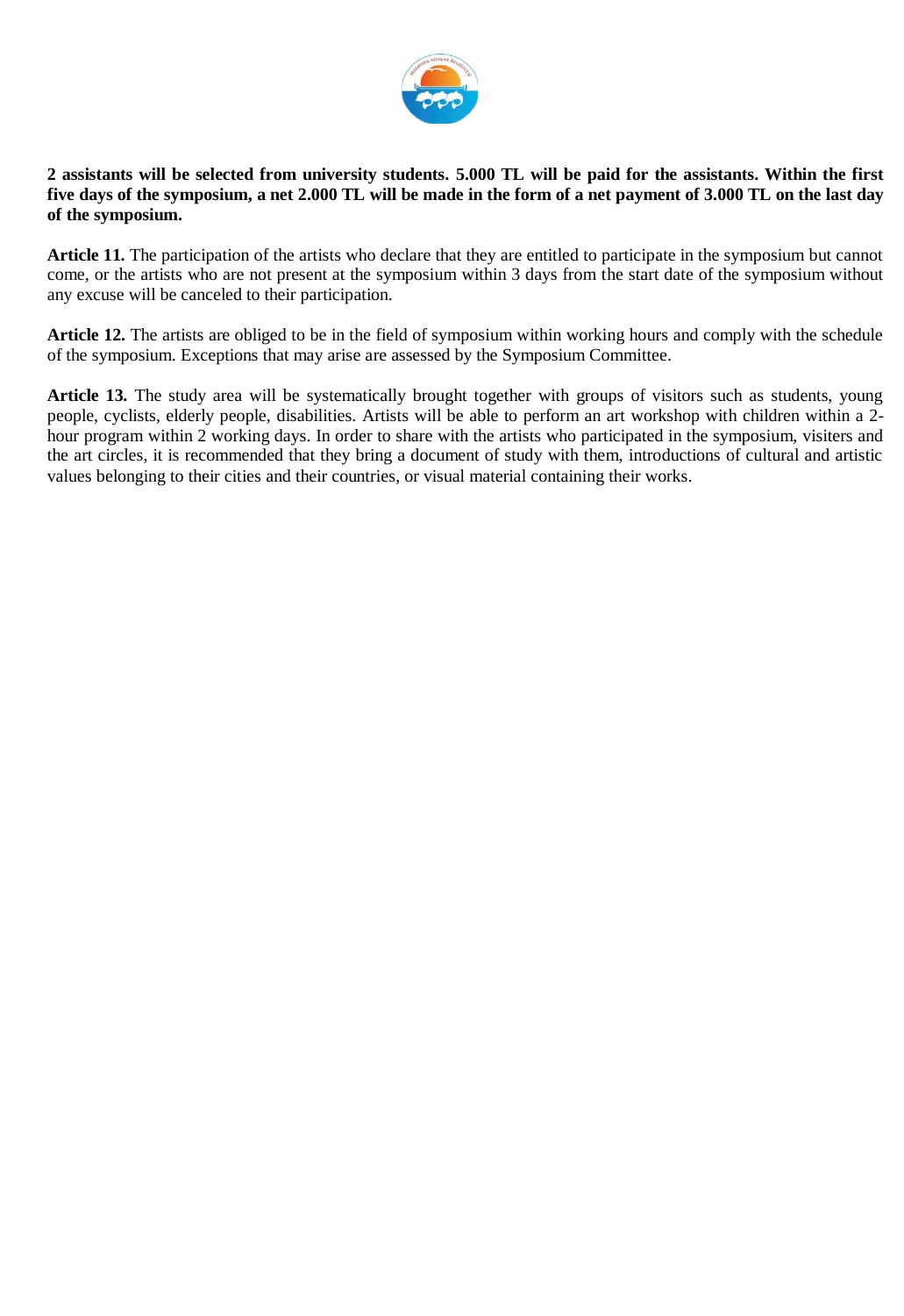**2 assistants will be selected from university students. 5.000 TL will be paid for the assistants. Within the first five days of the symposium, a net 2.000 TL will be made in the form of a net payment of 3.000 TL on the last day of the symposium.**

**Article 11.** The participation of the artists who declare that they are entitled to participate in the symposium but cannot come, or the artists who are not present at the symposium within 3 days from the start date of the symposium without any excuse will be canceled to their participation.

**Article 12.** The artists are obliged to be in the field of symposium within working hours and comply with the schedule of the symposium. Exceptions that may arise are assessed by the Symposium Committee.

**Article 13.** The study area will be systematically brought together with groups of visitors such as students, young people, cyclists, elderly people, disabilities. Artists will be able to perform an art workshop with children within a 2-hour program within 2 working days. In order to share with the artists who participated in the symposium, visiters and the art circles, it is recommended that they bring a document of study with them, introductions of cultural and artistic values belonging to their cities and their countries, or visual material containing their works.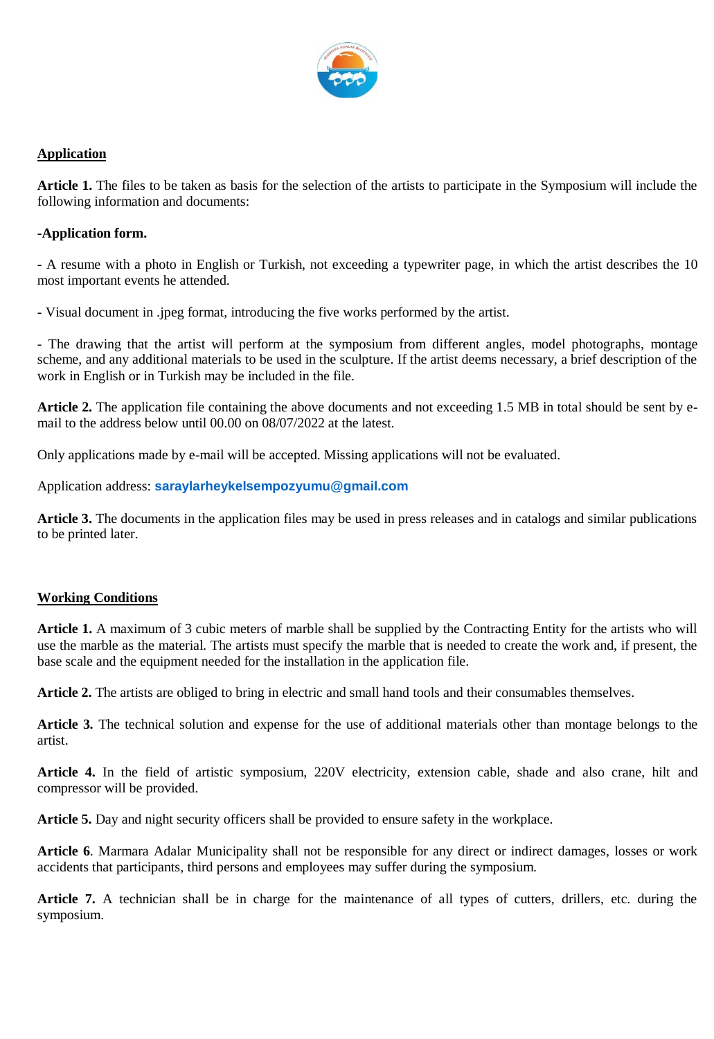## Application

**Article 1.** The files to be taken as basis for the selection of the artists to participate in the Symposium will include the following information and documents:

**-Application form.**

- A resume with a photo in English or Turkish, not exceeding a typewriter page, in which the artist describes the 10 most important events he attended.

- Visual document in .jpeg format, introducing the five works performed by the artist.

- The drawing that the artist will perform at the symposium from different angles, model photographs, montage scheme, and any additional materials to be used in the sculpture. If the artist deems necessary, a brief description of the work in English or in Turkish may be included in the file.

**Article 2.** The application file containing the above documents and not exceeding 1.5 MB in total should be sent by e-mail to the address below until 00.00 on 08/07/2022 at the latest.

Only applications made by e-mail will be accepted. Missing applications will not be evaluated.

Application address: **saraylarheykelsempozyumu@gmail.com**

**Article 3.** The documents in the application files may be used in press releases and in catalogs and similar publications to be printed later.

## Working Conditions

**Article 1.** A maximum of 3 cubic meters of marble shall be supplied by the Contracting Entity for the artists who will use the marble as the material. The artists must specify the marble that is needed to create the work and, if present, the base scale and the equipment needed for the installation in the application file.

**Article 2.** The artists are obliged to bring in electric and small hand tools and their consumables themselves.

**Article 3.** The technical solution and expense for the use of additional materials other than montage belongs to the artist.

**Article 4.** In the field of artistic symposium, 220V electricity, extension cable, shade and also crane, hilt and compressor will be provided.

**Article 5.** Day and night security officers shall be provided to ensure safety in the workplace.

**Article 6**. Marmara Adalar Municipality shall not be responsible for any direct or indirect damages, losses or work accidents that participants, third persons and employees may suffer during the symposium.

**Article 7.** A technician shall be in charge for the maintenance of all types of cutters, drillers, etc. during the symposium.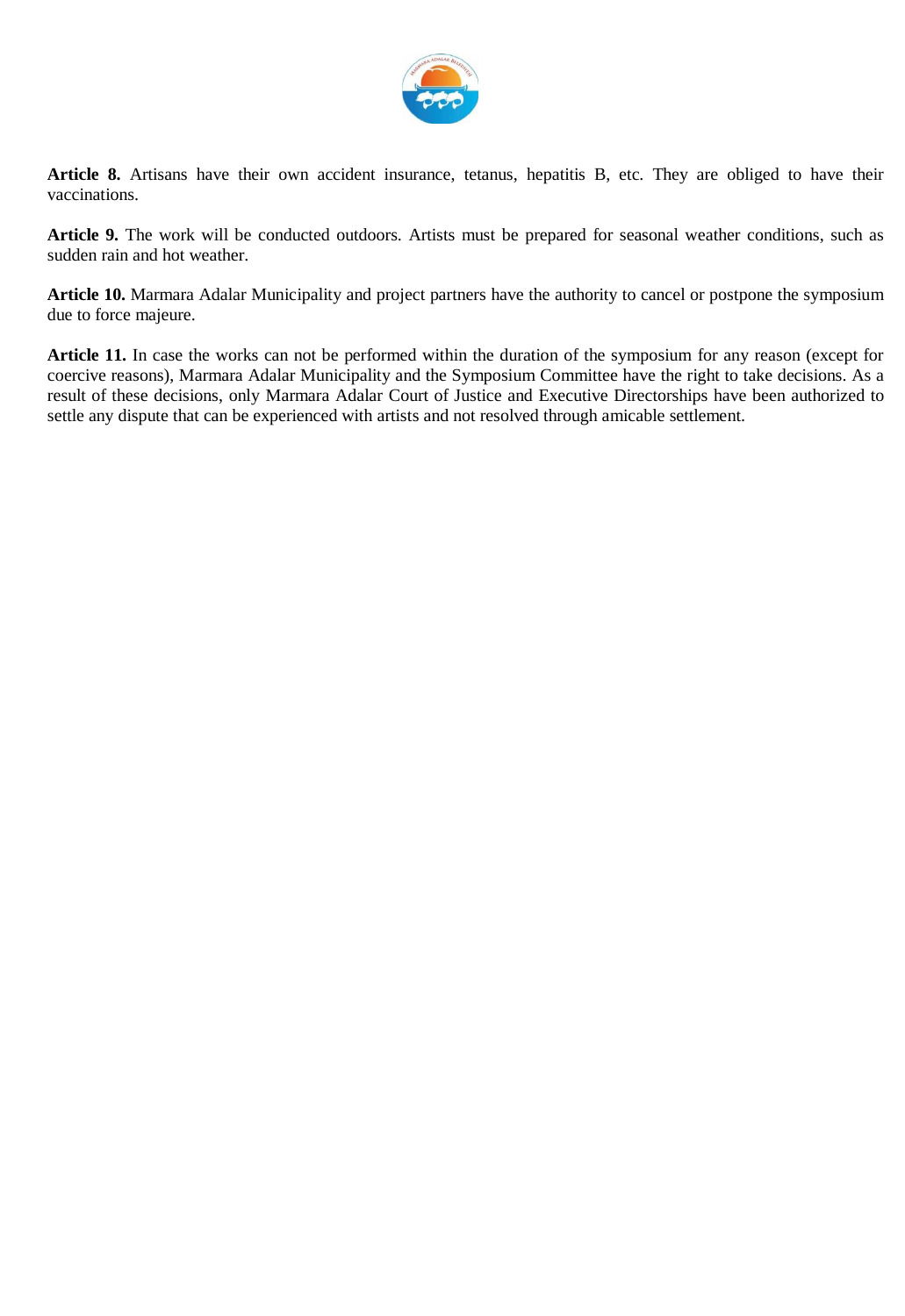**Article 8.** Artisans have their own accident insurance, tetanus, hepatitis B, etc. They are obliged to have their vaccinations.

**Article 9.** The work will be conducted outdoors. Artists must be prepared for seasonal weather conditions, such as sudden rain and hot weather.

**Article 10.** Marmara Adalar Municipality and project partners have the authority to cancel or postpone the symposium due to force majeure.

**Article 11.** In case the works can not be performed within the duration of the symposium for any reason (except for coercive reasons), Marmara Adalar Municipality and the Symposium Committee have the right to take decisions. As a result of these decisions, only Marmara Adalar Court of Justice and Executive Directorships have been authorized to settle any dispute that can be experienced with artists and not resolved through amicable settlement.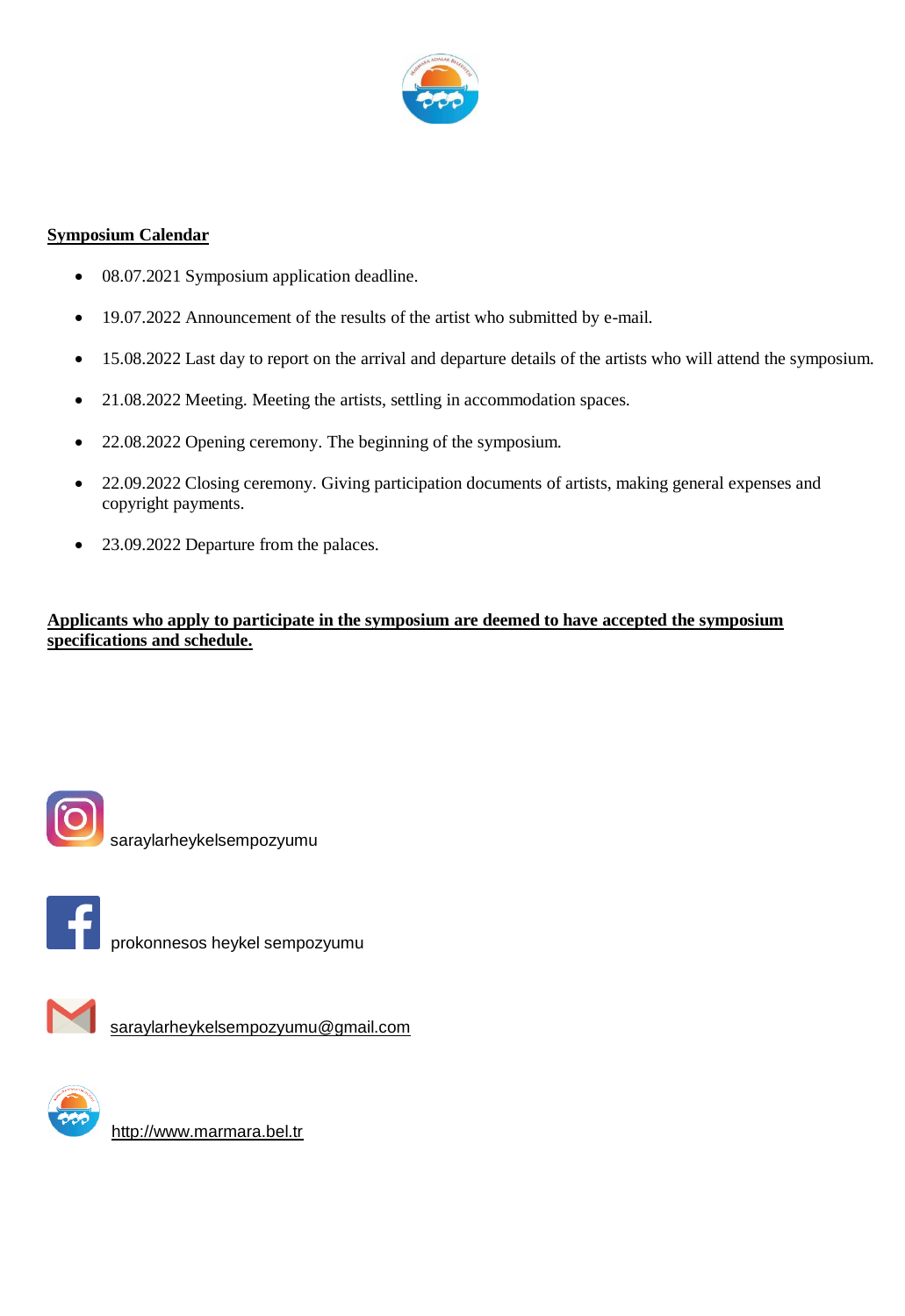**Symposium Calendar**

- 08.07.2021 Symposium application deadline.
- 19.07.2022 Announcement of the results of the artist who submitted by e-mail.
- 15.08.2022 Last day to report on the arrival and departure details of the artists who will attend the symposium.
- 21.08.2022 Meeting. Meeting the artists, settling in accommodation spaces.
- 22.08.2022 Opening ceremony. The beginning of the symposium.
- 22.09.2022 Closing ceremony. Giving participation documents of artists, making general expenses and copyright payments.
- 23.09.2022 Departure from the palaces.

**Applicants who apply to participate in the symposium are deemed to have accepted the symposium specifications and schedule.**

saraylarheykelsempozyumu

prokonnesos heykel sempozyumu

saraylarheykelsempozyumu@gmail.com

http://www.marmara.bel.tr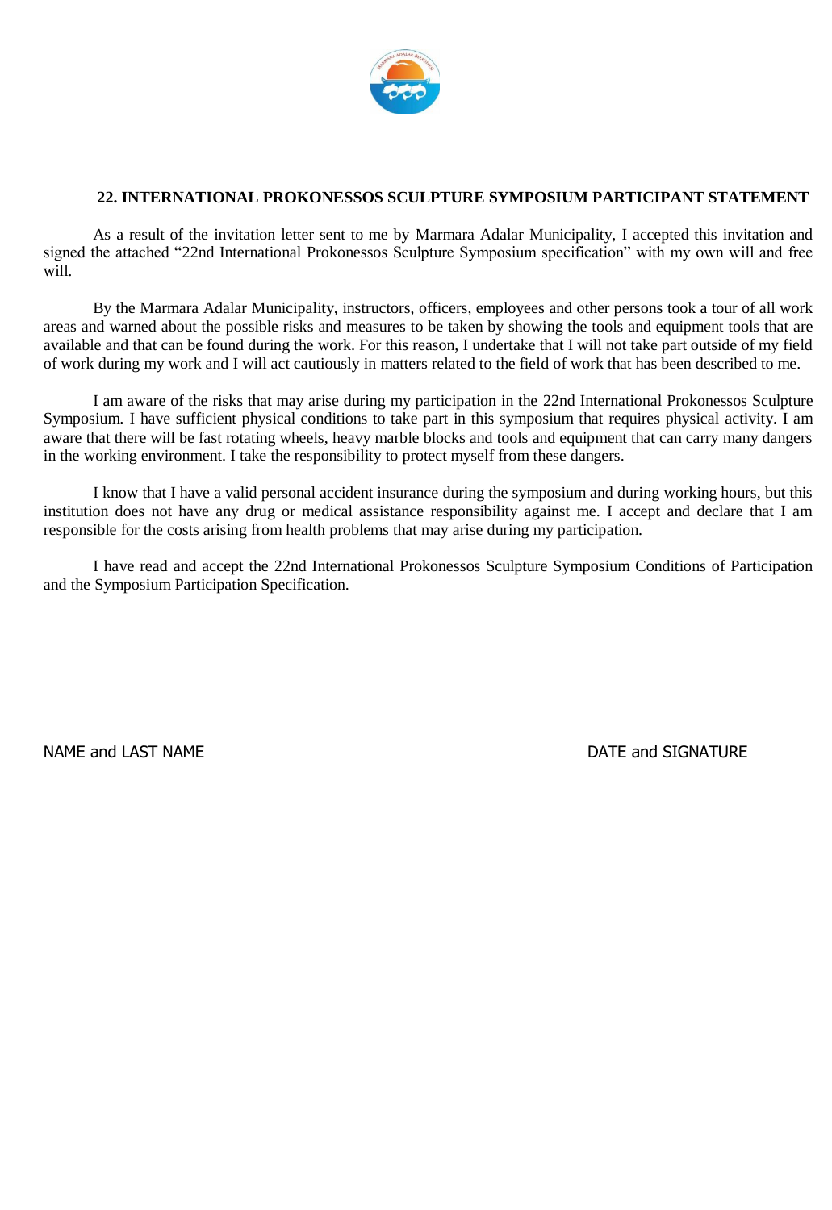## 22. INTERNATIONAL PROKONESSOS SCULPTURE SYMPOSIUM PARTICIPANT STATEMENT

As a result of the invitation letter sent to me by Marmara Adalar Municipality, I accepted this invitation and signed the attached “22nd International Prokonessos Sculpture Symposium specification” with my own will and free will.

By the Marmara Adalar Municipality, instructors, officers, employees and other persons took a tour of all work areas and warned about the possible risks and measures to be taken by showing the tools and equipment tools that are available and that can be found during the work. For this reason, I undertake that I will not take part outside of my field of work during my work and I will act cautiously in matters related to the field of work that has been described to me.

I am aware of the risks that may arise during my participation in the 22nd International Prokonessos Sculpture Symposium. I have sufficient physical conditions to take part in this symposium that requires physical activity. I am aware that there will be fast rotating wheels, heavy marble blocks and tools and equipment that can carry many dangers in the working environment. I take the responsibility to protect myself from these dangers.

I know that I have a valid personal accident insurance during the symposium and during working hours, but this institution does not have any drug or medical assistance responsibility against me. I accept and declare that I am responsible for the costs arising from health problems that may arise during my participation.

I have read and accept the 22nd International Prokonessos Sculpture Symposium Conditions of Participation and the Symposium Participation Specification.

NAME and LAST NAME

DATE and SIGNATURE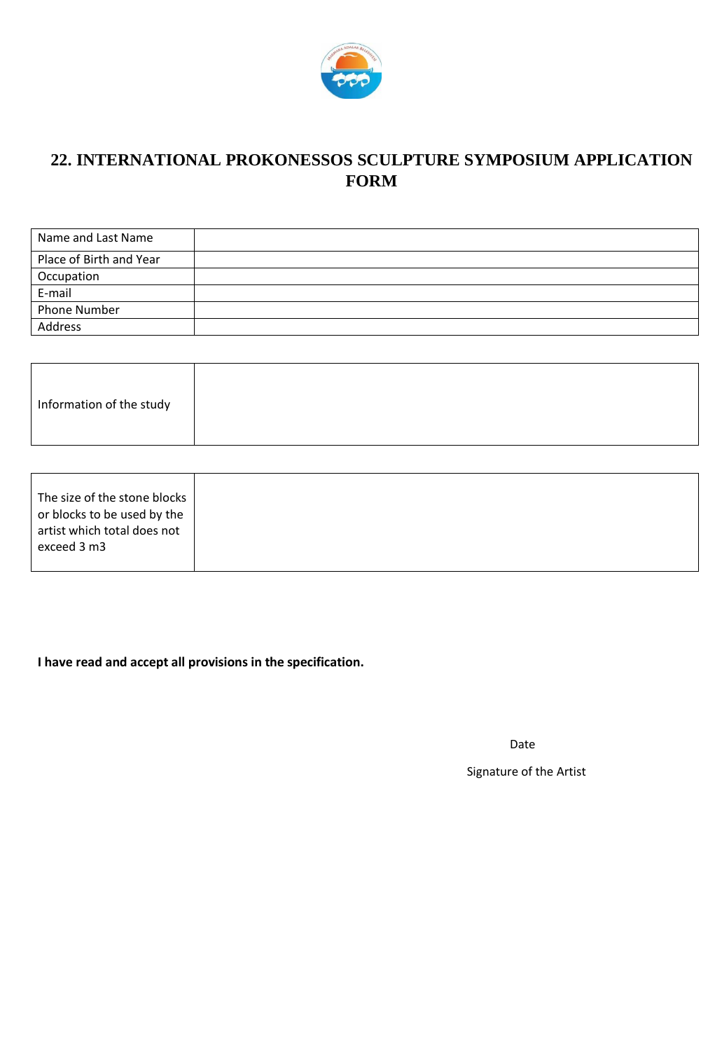# 22. INTERNATIONAL PROKONESSOS SCULPTURE SYMPOSIUM APPLICATION FORM

| | |
|---|---|
| Name and Last Name | |
| Place of Birth and Year | |
| Occupation | |
| E-mail | |
| Phone Number | |
| Address | |

| | |
|---|---|
| Information of the study | |

| | |
|---|---|
| The size of the stone blocks or blocks to be used by the artist which total does not exceed 3 m3 | |

**I have read and accept all provisions in the specification.**

Date

Signature of the Artist